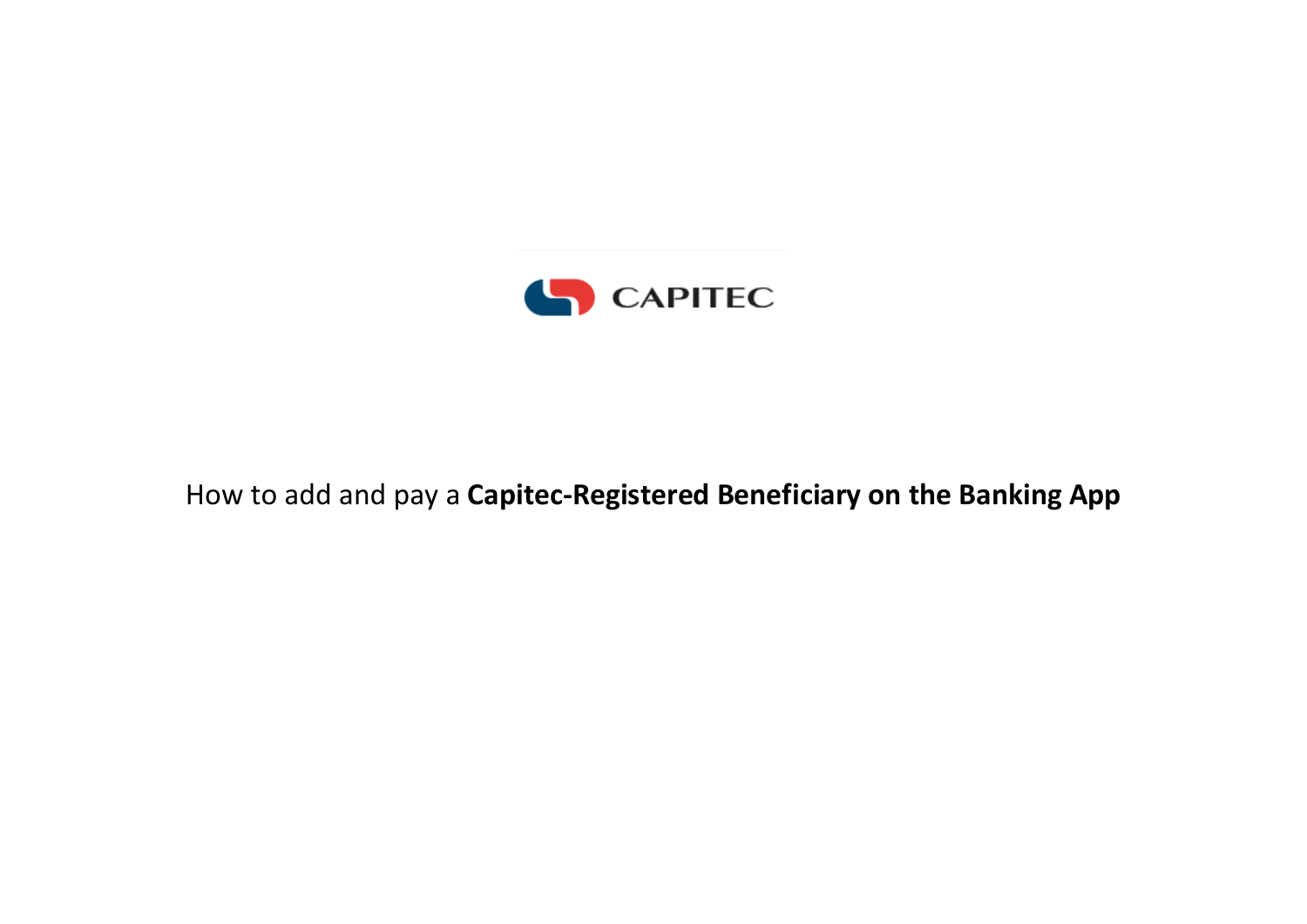CAPITEC

How to add and pay a **Capitec-Registered Beneficiary on the Banking App**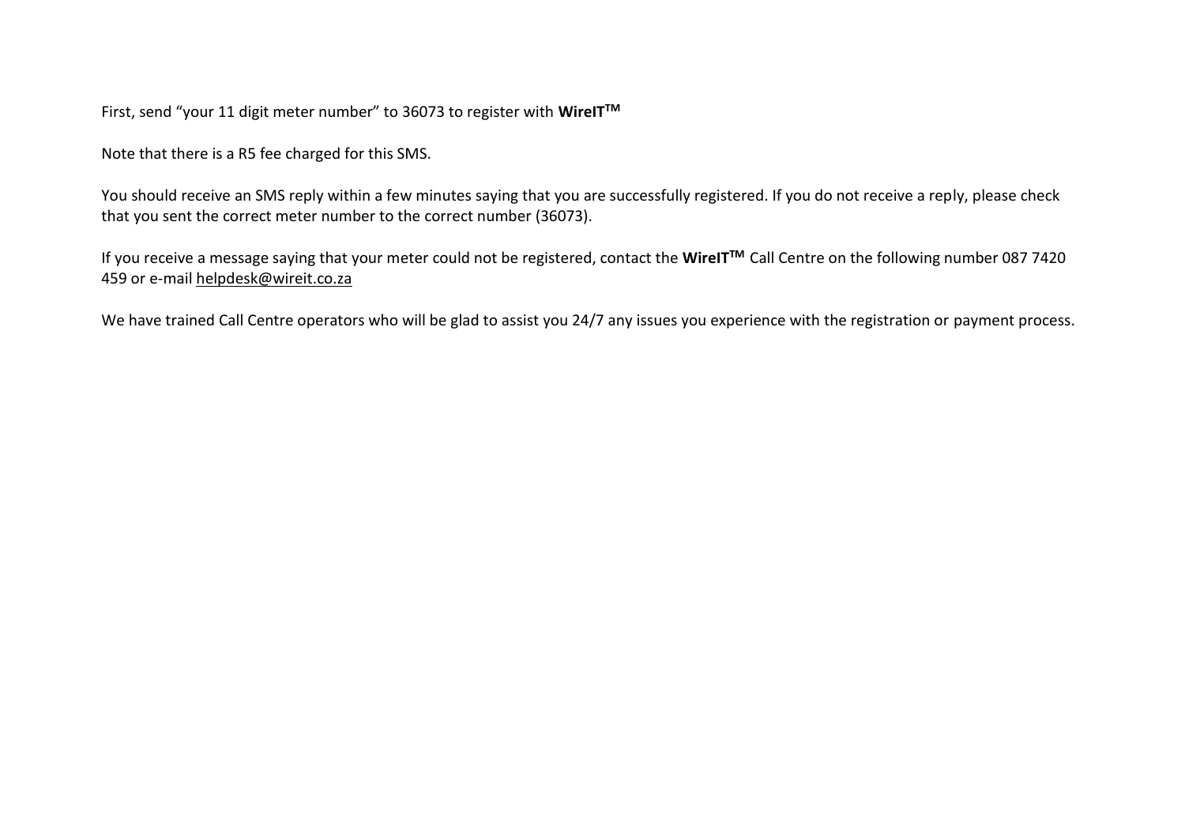First, send “your 11 digit meter number” to 36073 to register with **WireIT™**

Note that there is a R5 fee charged for this SMS.

You should receive an SMS reply within a few minutes saying that you are successfully registered. If you do not receive a reply, please check that you sent the correct meter number to the correct number (36073).

If you receive a message saying that your meter could not be registered, contact the **WireIT™** Call Centre on the following number 087 7420 459 or e-mail helpdesk@wireit.co.za

We have trained Call Centre operators who will be glad to assist you 24/7 any issues you experience with the registration or payment process.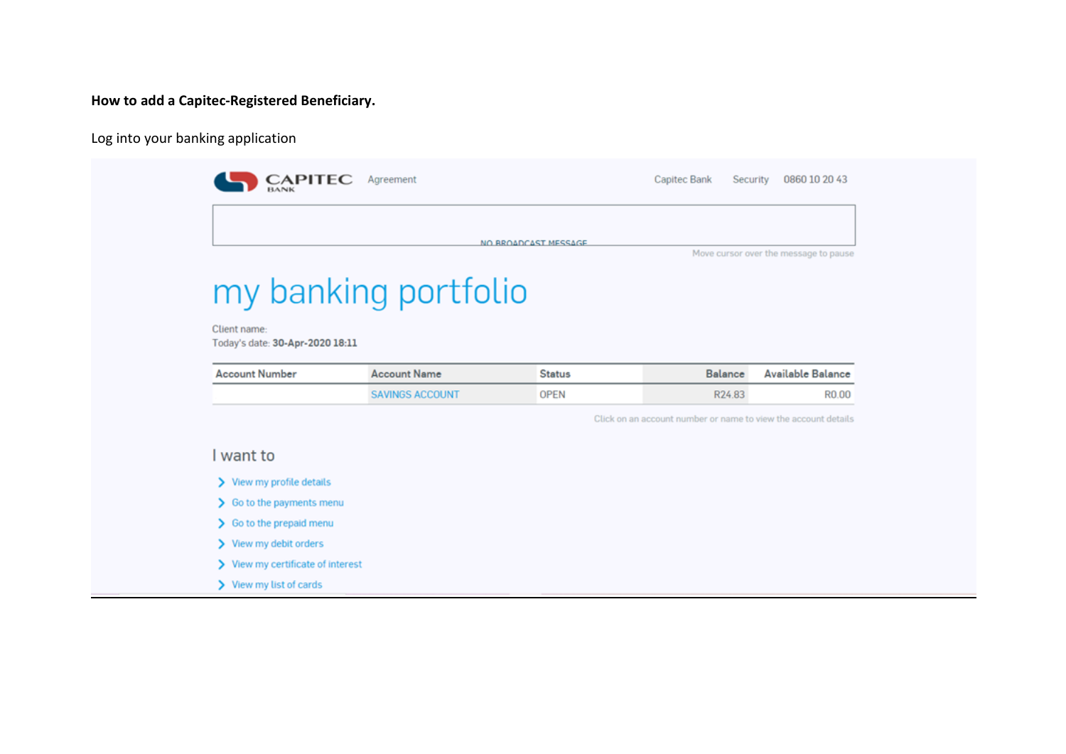**How to add a Capitec-Registered Beneficiary.**

Log into your banking application

CAPITEC BANK    Agreement    Capitec Bank    Security    0860 10 20 43

NO BROADCAST MESSAGE

Move cursor over the message to pause

# my banking portfolio

Client name:
Today's date: **30-Apr-2020 18:11**

| Account Number | Account Name | Status | Balance | Available Balance |
|---|---|---|---|---|
| | SAVINGS ACCOUNT | OPEN | R24.83 | R0.00 |

Click on an account number or name to view the account details

## I want to

- View my profile details
- Go to the payments menu
- Go to the prepaid menu
- View my debit orders
- View my certificate of interest
- View my list of cards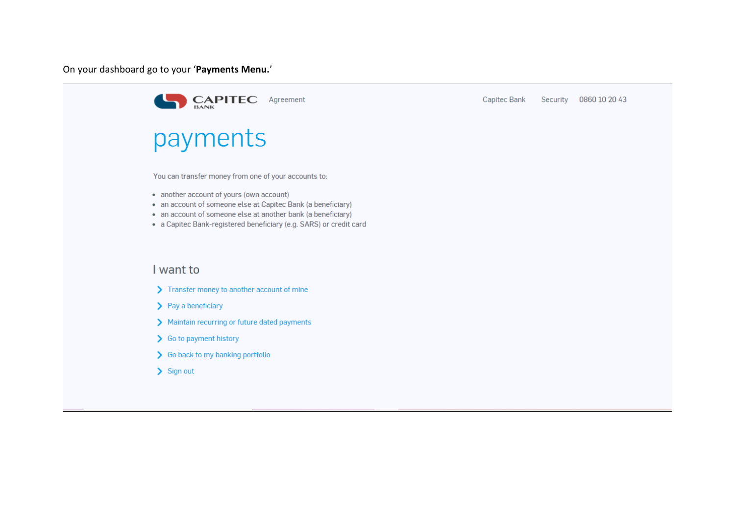On your dashboard go to your '**Payments Menu.**'

CAPITEC BANK Agreement Capitec Bank Security 0860 10 20 43

# payments

You can transfer money from one of your accounts to:

- another account of yours (own account)
- an account of someone else at Capitec Bank (a beneficiary)
- an account of someone else at another bank (a beneficiary)
- a Capitec Bank-registered beneficiary (e.g. SARS) or credit card

## I want to

- Transfer money to another account of mine
- Pay a beneficiary
- Maintain recurring or future dated payments
- Go to payment history
- Go back to my banking portfolio
- Sign out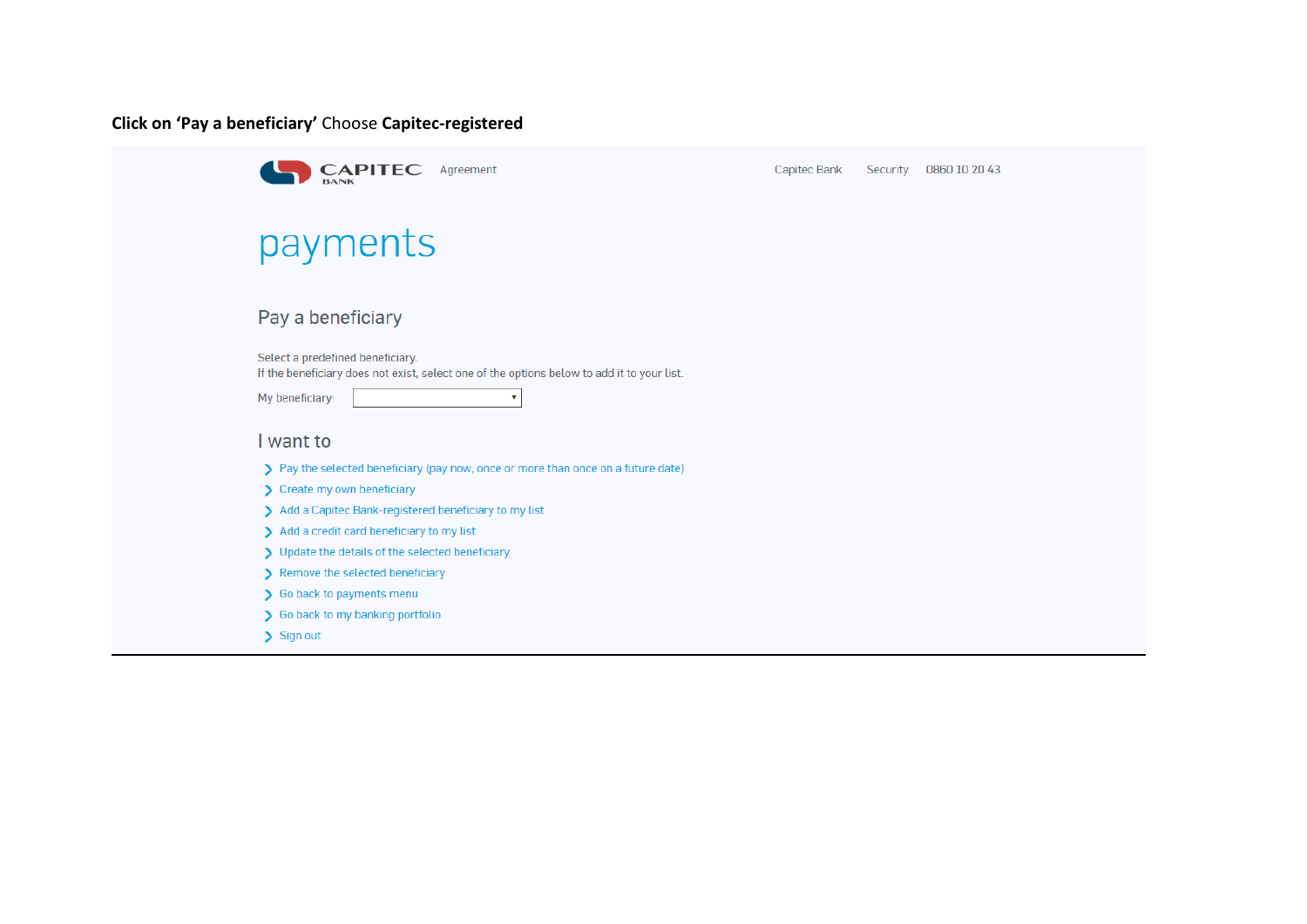**Click on 'Pay a beneficiary'** Choose **Capitec-registered**

CAPITEC BANK Agreement Capitec Bank Security 0860 10 20 43

# payments

## Pay a beneficiary

Select a predefined beneficiary.
If the beneficiary does not exist, select one of the options below to add it to your list.

My beneficiary:

## I want to

- Pay the selected beneficiary (pay now, once or more than once on a future date)
- Create my own beneficiary
- Add a Capitec Bank-registered beneficiary to my list
- Add a credit card beneficiary to my list
- Update the details of the selected beneficiary
- Remove the selected beneficiary
- Go back to payments menu
- Go back to my banking portfolio
- Sign out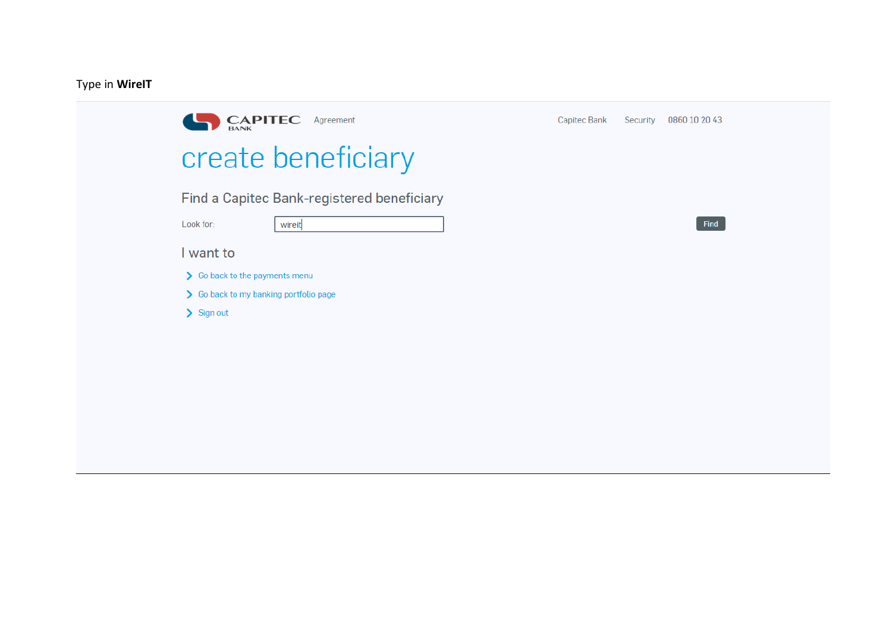Type in **WireIT**

CAPITEC BANK Agreement Capitec Bank Security 0860 10 20 43

# create beneficiary

## Find a Capitec Bank-registered beneficiary

Look for: wireit

Find

## I want to

- Go back to the payments menu
- Go back to my banking portfolio page
- Sign out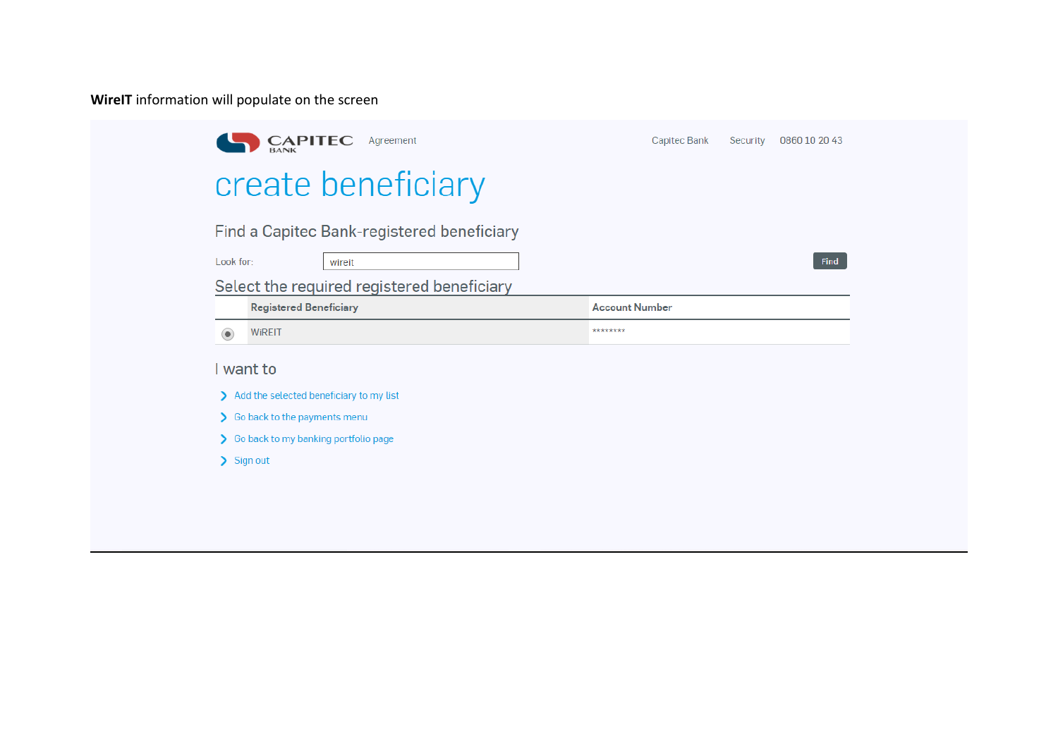**WireIT** information will populate on the screen

CAPITEC BANK Agreement Capitec Bank Security 0860 10 20 43

# create beneficiary

## Find a Capitec Bank-registered beneficiary

Look for: wireit

Find

### Select the required registered beneficiary

| | Registered Beneficiary | Account Number |
|---|---|---|
| ◉ | WIREIT | ******** |

### I want to

- Add the selected beneficiary to my list
- Go back to the payments menu
- Go back to my banking portfolio page
- Sign out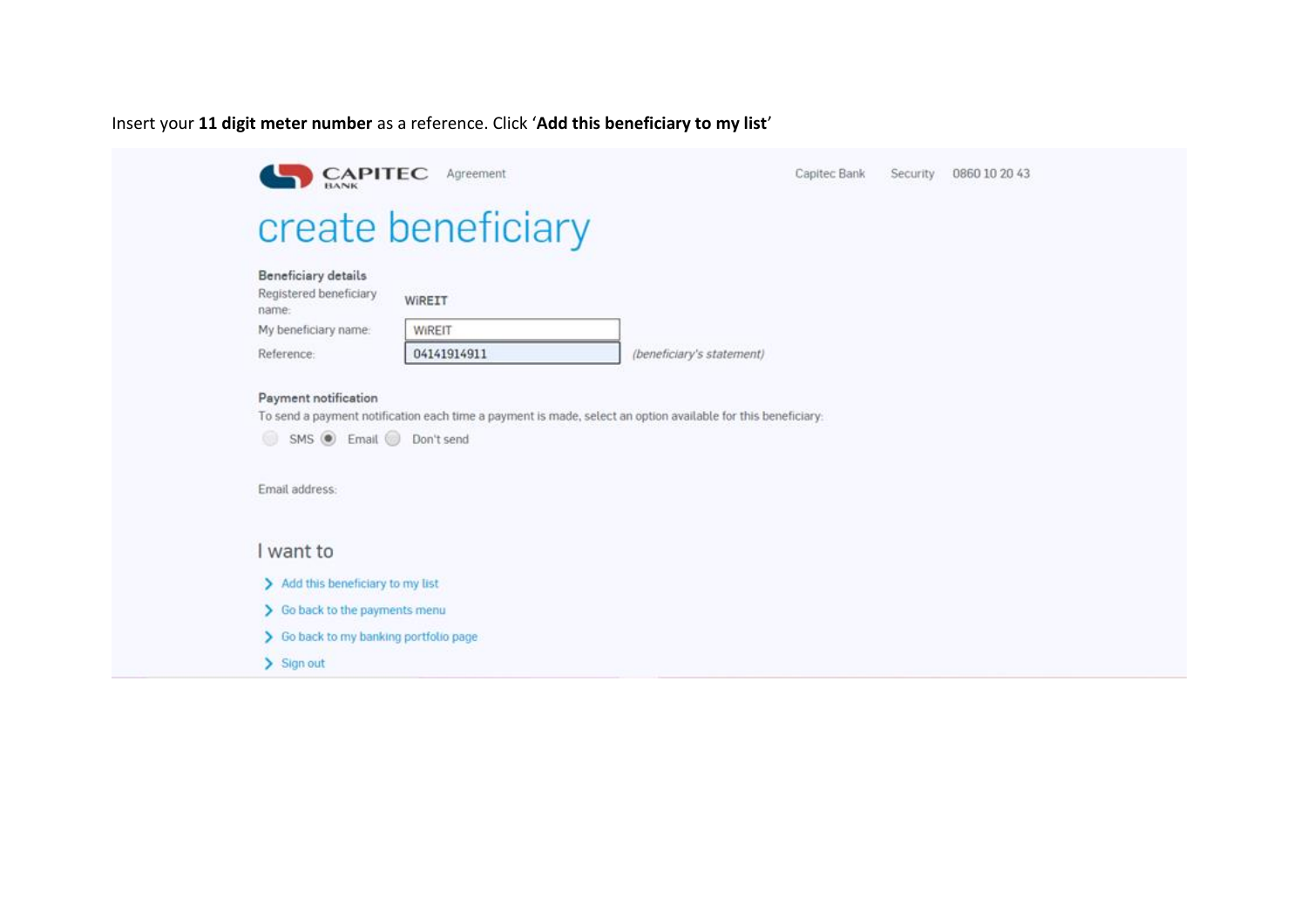Insert your **11 digit meter number** as a reference. Click '**Add this beneficiary to my list**'

CAPITEC BANK Agreement Capitec Bank Security 0860 10 20 43

# create beneficiary

**Beneficiary details**

| | | |
|---|---|---|
| Registered beneficiary name: | WiREIT | |
| My beneficiary name: | WiREIT | |
| Reference: | 04141914911 | *(beneficiary's statement)* |

**Payment notification**

To send a payment notification each time a payment is made, select an option available for this beneficiary:

SMS Email Don't send

Email address:

## I want to

- Add this beneficiary to my list
- Go back to the payments menu
- Go back to my banking portfolio page
- Sign out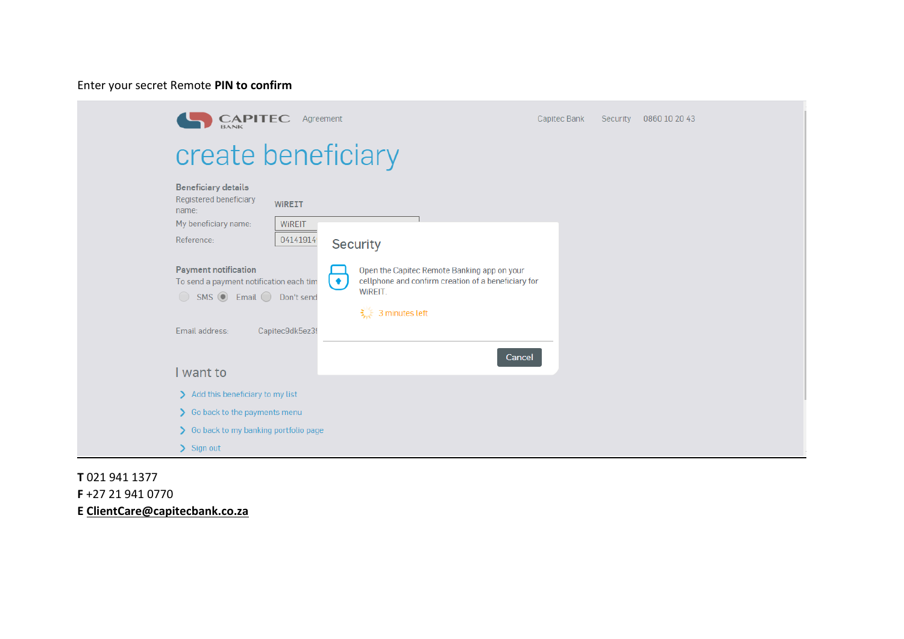Enter your secret Remote **PIN to confirm**

CAPITEC BANK Agreement Capitec Bank Security 0860 10 20 43

create beneficiary

**Beneficiary details**

Registered beneficiary name: WiREIT

My beneficiary name: WiREIT

Reference: 04141914

**Payment notification**

To send a payment notification each tim

SMS Email Don't send

Email address: Capitec9dk5ez39

**Security**

Open the Capitec Remote Banking app on your cellphone and confirm creation of a beneficiary for WiREIT.

3 minutes left

Cancel

I want to

- Add this beneficiary to my list
- Go back to the payments menu
- Go back to my banking portfolio page
- Sign out

**T** 021 941 1377
**F** +27 21 941 0770
**E** ClientCare@capitecbank.co.za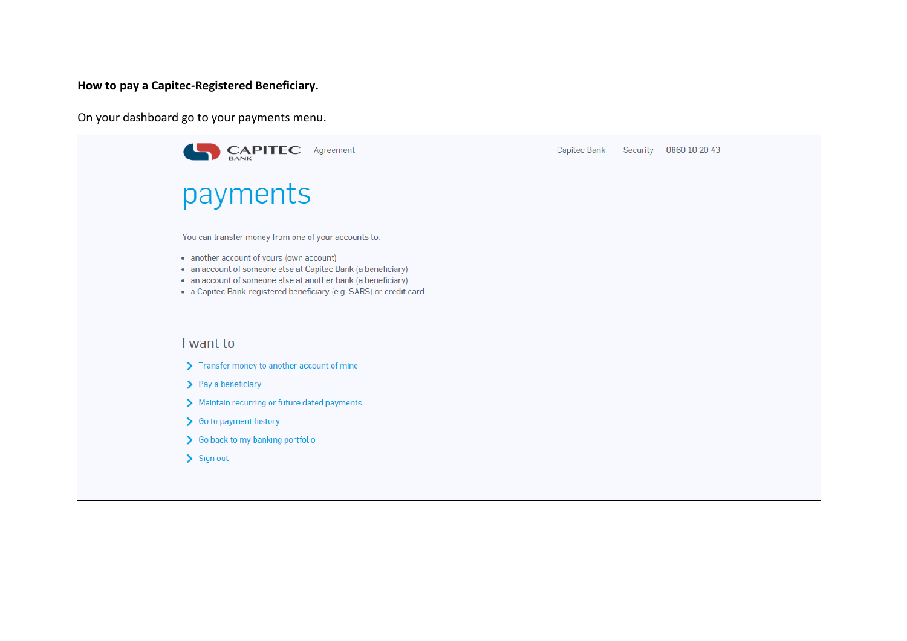**How to pay a Capitec-Registered Beneficiary.**

On your dashboard go to your payments menu.

CAPITEC BANK Agreement Capitec Bank Security 0860 10 20 43

# payments

You can transfer money from one of your accounts to:

- another account of yours (own account)
- an account of someone else at Capitec Bank (a beneficiary)
- an account of someone else at another bank (a beneficiary)
- a Capitec Bank-registered beneficiary (e.g. SARS) or credit card

## I want to

- Transfer money to another account of mine
- Pay a beneficiary
- Maintain recurring or future dated payments
- Go to payment history
- Go back to my banking portfolio
- Sign out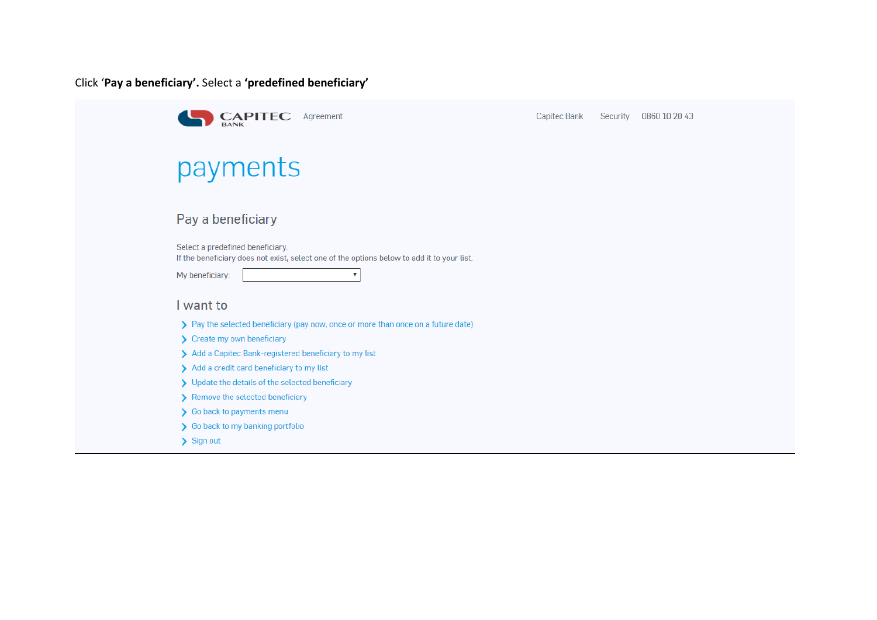Click ‘**Pay a beneficiary’.** Select a **‘predefined beneficiary’**

CAPITEC BANK Agreement Capitec Bank Security 0860 10 20 43

# payments

## Pay a beneficiary

Select a predefined beneficiary.
If the beneficiary does not exist, select one of the options below to add it to your list.

My beneficiary:

## I want to

- Pay the selected beneficiary (pay now, once or more than once on a future date)
- Create my own beneficiary
- Add a Capitec Bank-registered beneficiary to my list
- Add a credit card beneficiary to my list
- Update the details of the selected beneficiary
- Remove the selected beneficiary
- Go back to payments menu
- Go back to my banking portfolio
- Sign out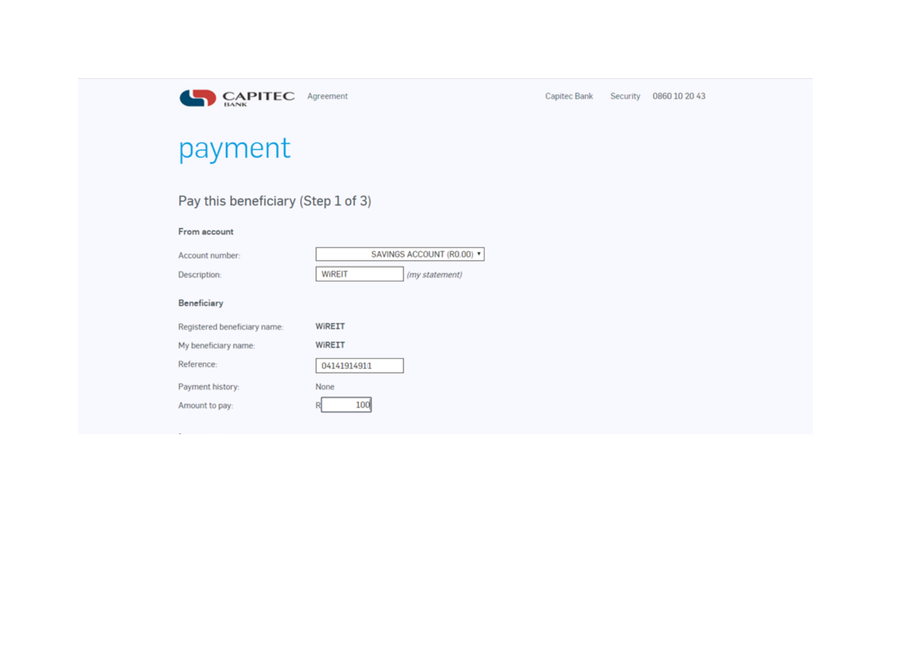CAPITEC BANK Agreement Capitec Bank Security 0860 10 20 43

# payment

## Pay this beneficiary (Step 1 of 3)

**From account**

| | |
|---|---|
| Account number: | SAVINGS ACCOUNT (R0.00) |
| Description: | WiREIT *(my statement)* |

**Beneficiary**

| | |
|---|---|
| Registered beneficiary name: | WiREIT |
| My beneficiary name: | WiREIT |
| Reference: | 04141914911 |
| Payment history: | None |
| Amount to pay: | R 100 |